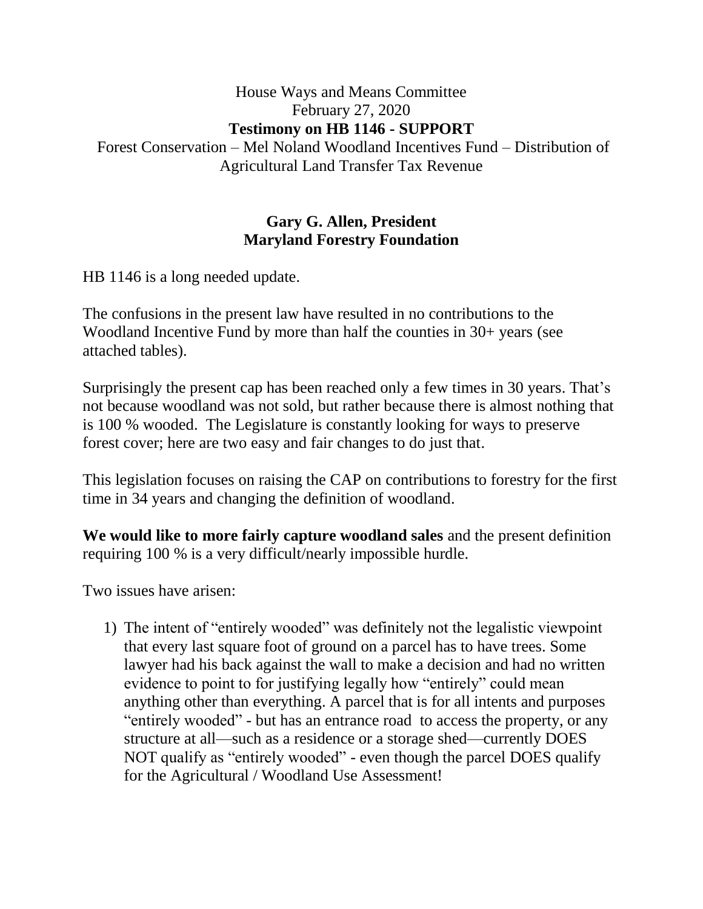House Ways and Means Committee
February 27, 2020

**Testimony on HB 1146 - SUPPORT**

Forest Conservation – Mel Noland Woodland Incentives Fund – Distribution of Agricultural Land Transfer Tax Revenue

**Gary G. Allen, President**
**Maryland Forestry Foundation**

HB 1146 is a long needed update.

The confusions in the present law have resulted in no contributions to the Woodland Incentive Fund by more than half the counties in 30+ years (see attached tables).

Surprisingly the present cap has been reached only a few times in 30 years. That's not because woodland was not sold, but rather because there is almost nothing that is 100 % wooded. The Legislature is constantly looking for ways to preserve forest cover; here are two easy and fair changes to do just that.

This legislation focuses on raising the CAP on contributions to forestry for the first time in 34 years and changing the definition of woodland.

**We would like to more fairly capture woodland sales** and the present definition requiring 100 % is a very difficult/nearly impossible hurdle.

Two issues have arisen:

1) The intent of "entirely wooded" was definitely not the legalistic viewpoint that every last square foot of ground on a parcel has to have trees. Some lawyer had his back against the wall to make a decision and had no written evidence to point to for justifying legally how "entirely" could mean anything other than everything. A parcel that is for all intents and purposes "entirely wooded" - but has an entrance road to access the property, or any structure at all—such as a residence or a storage shed—currently DOES NOT qualify as "entirely wooded" - even though the parcel DOES qualify for the Agricultural / Woodland Use Assessment!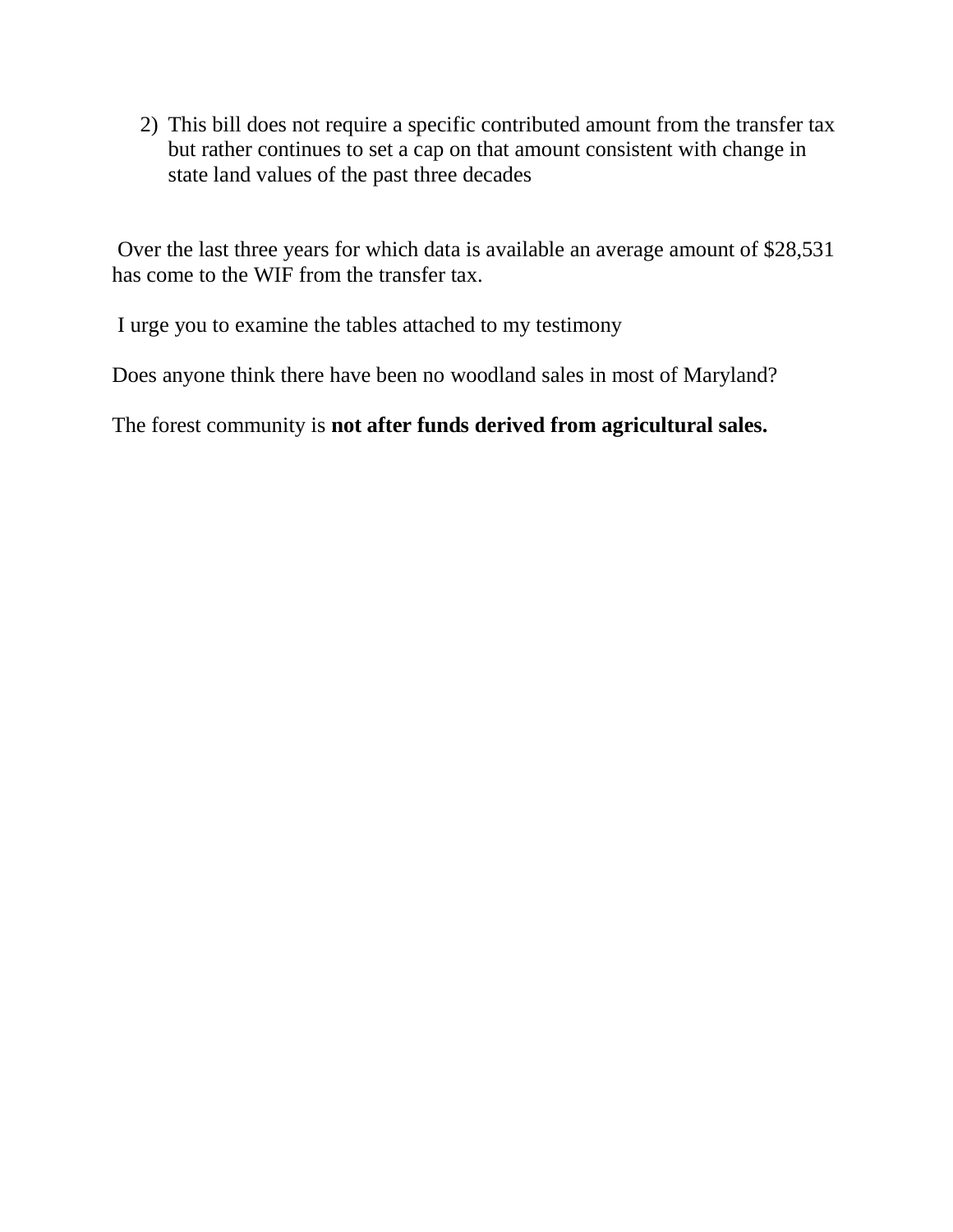2) This bill does not require a specific contributed amount from the transfer tax but rather continues to set a cap on that amount consistent with change in state land values of the past three decades

Over the last three years for which data is available an average amount of $28,531 has come to the WIF from the transfer tax.

I urge you to examine the tables attached to my testimony

Does anyone think there have been no woodland sales in most of Maryland?

The forest community is **not after funds derived from agricultural sales.**